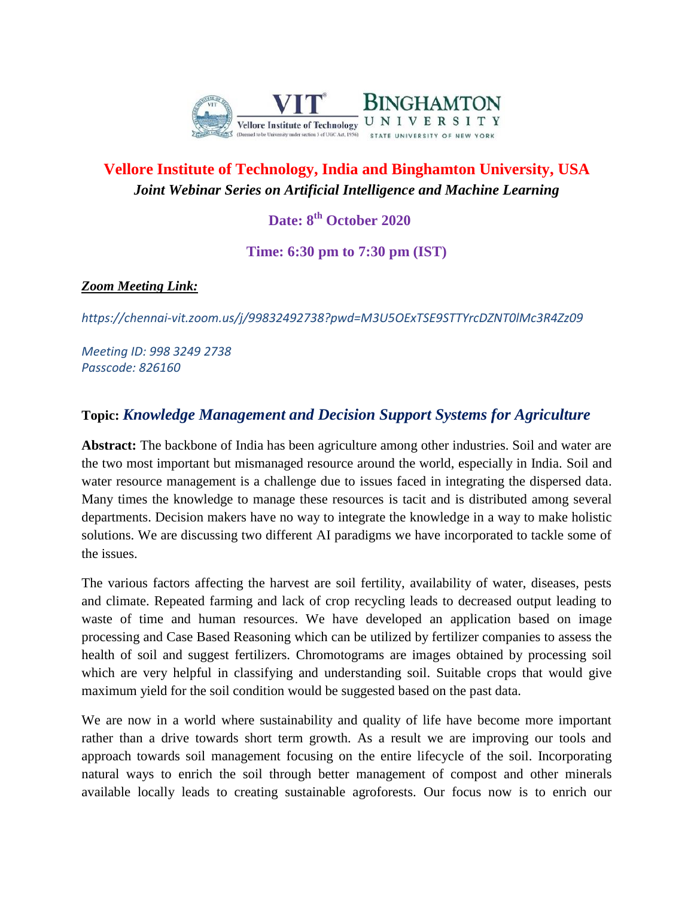# Vellore Institute of Technology, India and Binghamton University, USA

***Joint Webinar Series on Artificial Intelligence and Machine Learning***

**Date: 8th October 2020**

**Time: 6:30 pm to 7:30 pm (IST)**

***Zoom Meeting Link:***

*https://chennai-vit.zoom.us/j/99832492738?pwd=M3U5OExTSE9STTYrcDZNT0lMc3R4Zz09*

*Meeting ID: 998 3249 2738*
*Passcode: 826160*

## Topic: *Knowledge Management and Decision Support Systems for Agriculture*

**Abstract:** The backbone of India has been agriculture among other industries. Soil and water are the two most important but mismanaged resource around the world, especially in India. Soil and water resource management is a challenge due to issues faced in integrating the dispersed data. Many times the knowledge to manage these resources is tacit and is distributed among several departments. Decision makers have no way to integrate the knowledge in a way to make holistic solutions. We are discussing two different AI paradigms we have incorporated to tackle some of the issues.

The various factors affecting the harvest are soil fertility, availability of water, diseases, pests and climate. Repeated farming and lack of crop recycling leads to decreased output leading to waste of time and human resources. We have developed an application based on image processing and Case Based Reasoning which can be utilized by fertilizer companies to assess the health of soil and suggest fertilizers. Chromotograms are images obtained by processing soil which are very helpful in classifying and understanding soil. Suitable crops that would give maximum yield for the soil condition would be suggested based on the past data.

We are now in a world where sustainability and quality of life have become more important rather than a drive towards short term growth. As a result we are improving our tools and approach towards soil management focusing on the entire lifecycle of the soil. Incorporating natural ways to enrich the soil through better management of compost and other minerals available locally leads to creating sustainable agroforests. Our focus now is to enrich our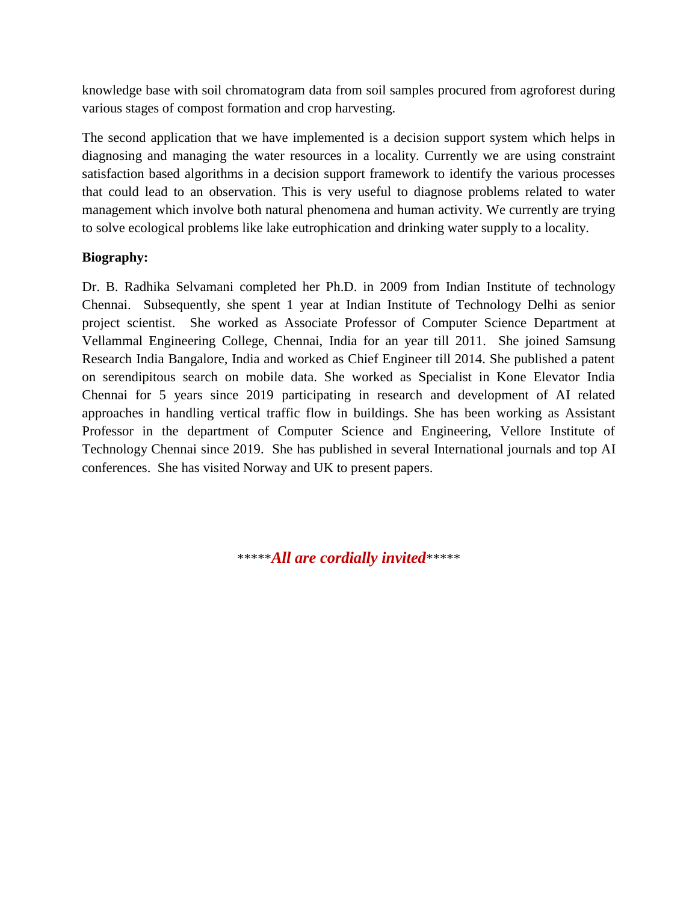knowledge base with soil chromatogram data from soil samples procured from agroforest during various stages of compost formation and crop harvesting.

The second application that we have implemented is a decision support system which helps in diagnosing and managing the water resources in a locality. Currently we are using constraint satisfaction based algorithms in a decision support framework to identify the various processes that could lead to an observation. This is very useful to diagnose problems related to water management which involve both natural phenomena and human activity. We currently are trying to solve ecological problems like lake eutrophication and drinking water supply to a locality.

**Biography:**

Dr. B. Radhika Selvamani completed her Ph.D. in 2009 from Indian Institute of technology Chennai. Subsequently, she spent 1 year at Indian Institute of Technology Delhi as senior project scientist. She worked as Associate Professor of Computer Science Department at Vellammal Engineering College, Chennai, India for an year till 2011. She joined Samsung Research India Bangalore, India and worked as Chief Engineer till 2014. She published a patent on serendipitous search on mobile data. She worked as Specialist in Kone Elevator India Chennai for 5 years since 2019 participating in research and development of AI related approaches in handling vertical traffic flow in buildings. She has been working as Assistant Professor in the department of Computer Science and Engineering, Vellore Institute of Technology Chennai since 2019. She has published in several International journals and top AI conferences. She has visited Norway and UK to present papers.

*****_**All are cordially invited**_*****